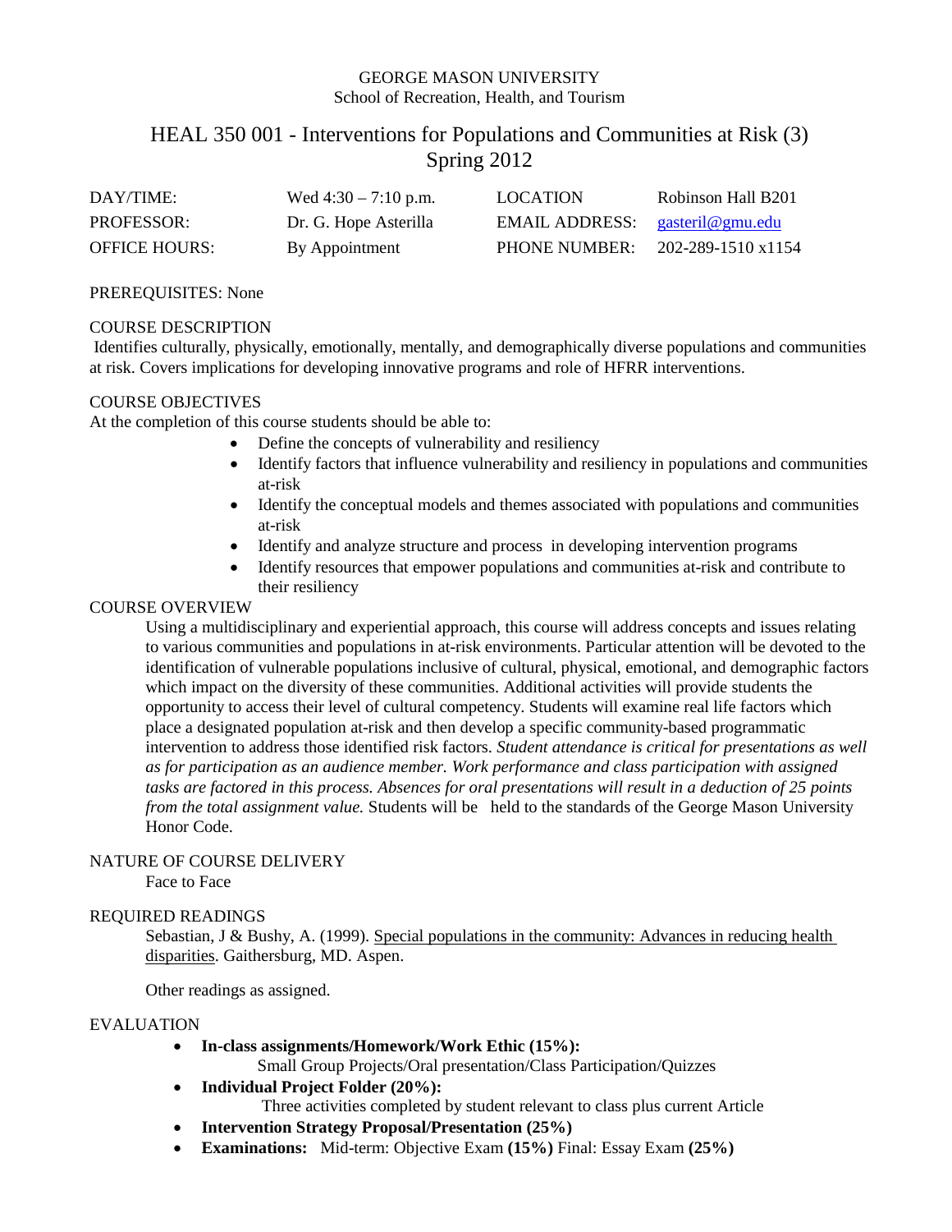GEORGE MASON UNIVERSITY
School of Recreation, Health, and Tourism

# HEAL 350 001 - Interventions for Populations and Communities at Risk (3)
## Spring 2012

| | | | |
|---|---|---|---|
| DAY/TIME: | Wed 4:30 – 7:10 p.m. | LOCATION | Robinson Hall B201 |
| PROFESSOR: | Dr. G. Hope Asterilla | EMAIL ADDRESS: | gasteril@gmu.edu |
| OFFICE HOURS: | By Appointment | PHONE NUMBER: | 202-289-1510 x1154 |

PREREQUISITES: None

COURSE DESCRIPTION

Identifies culturally, physically, emotionally, mentally, and demographically diverse populations and communities at risk. Covers implications for developing innovative programs and role of HFRR interventions.

COURSE OBJECTIVES

At the completion of this course students should be able to:

- Define the concepts of vulnerability and resiliency
- Identify factors that influence vulnerability and resiliency in populations and communities at-risk
- Identify the conceptual models and themes associated with populations and communities at-risk
- Identify and analyze structure and process in developing intervention programs
- Identify resources that empower populations and communities at-risk and contribute to their resiliency

COURSE OVERVIEW

Using a multidisciplinary and experiential approach, this course will address concepts and issues relating to various communities and populations in at-risk environments. Particular attention will be devoted to the identification of vulnerable populations inclusive of cultural, physical, emotional, and demographic factors which impact on the diversity of these communities. Additional activities will provide students the opportunity to access their level of cultural competency. Students will examine real life factors which place a designated population at-risk and then develop a specific community-based programmatic intervention to address those identified risk factors. *Student attendance is critical for presentations as well as for participation as an audience member. Work performance and class participation with assigned tasks are factored in this process. Absences for oral presentations will result in a deduction of 25 points from the total assignment value.* Students will be held to the standards of the George Mason University Honor Code.

NATURE OF COURSE DELIVERY

Face to Face

REQUIRED READINGS

Sebastian, J & Bushy, A. (1999). Special populations in the community: Advances in reducing health disparities. Gaithersburg, MD. Aspen.

Other readings as assigned.

EVALUATION

- **In-class assignments/Homework/Work Ethic (15%):**
  Small Group Projects/Oral presentation/Class Participation/Quizzes
- **Individual Project Folder (20%):**
  Three activities completed by student relevant to class plus current Article
- **Intervention Strategy Proposal/Presentation (25%)**
- **Examinations:** Mid-term: Objective Exam **(15%)** Final: Essay Exam **(25%)**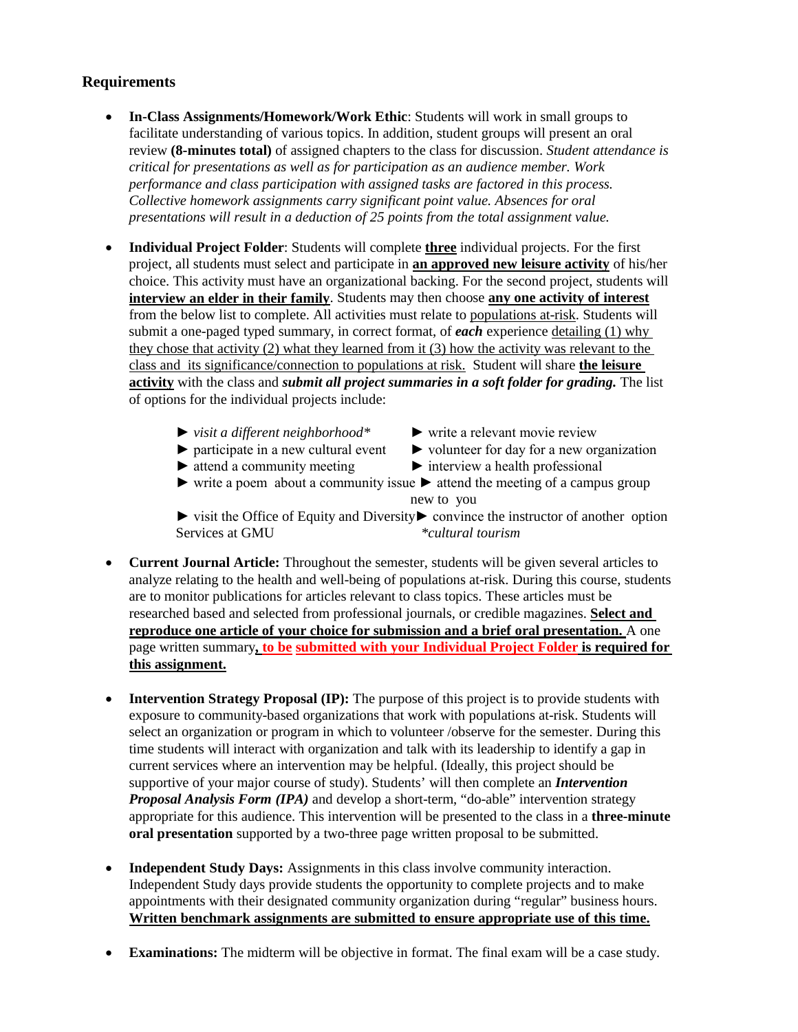## Requirements

- **In-Class Assignments/Homework/Work Ethic**: Students will work in small groups to facilitate understanding of various topics. In addition, student groups will present an oral review **(8-minutes total)** of assigned chapters to the class for discussion. *Student attendance is critical for presentations as well as for participation as an audience member. Work performance and class participation with assigned tasks are factored in this process. Collective homework assignments carry significant point value. Absences for oral presentations will result in a deduction of 25 points from the total assignment value.*

- **Individual Project Folder**: Students will complete **three** individual projects. For the first project, all students must select and participate in **an approved new leisure activity** of his/her choice. This activity must have an organizational backing. For the second project, students will **interview an elder in their family**. Students may then choose **any one activity of interest** from the below list to complete. All activities must relate to populations at-risk. Students will submit a one-paged typed summary, in correct format, of ***each*** experience detailing (1) why they chose that activity (2) what they learned from it (3) how the activity was relevant to the class and its significance/connection to populations at risk. Student will share **the leisure activity** with the class and ***submit all project summaries in a soft folder for grading.*** The list of options for the individual projects include:

  - ► *visit a different neighborhood**
  - ► write a relevant movie review
  - ► participate in a new cultural event
  - ► volunteer for day for a new organization
  - ► attend a community meeting
  - ► interview a health professional
  - ► write a poem about a community issue
  - ► attend the meeting of a campus group new to you
  - ► visit the Office of Equity and Diversity Services at GMU
  - ► convince the instructor of another option

  **cultural tourism*

- **Current Journal Article:** Throughout the semester, students will be given several articles to analyze relating to the health and well-being of populations at-risk. During this course, students are to monitor publications for articles relevant to class topics. These articles must be researched based and selected from professional journals, or credible magazines. **Select and reproduce one article of your choice for submission and a brief oral presentation.** A one page written summary**, to be submitted with your Individual Project Folder is required for this assignment.**

- **Intervention Strategy Proposal (IP):** The purpose of this project is to provide students with exposure to community-based organizations that work with populations at-risk. Students will select an organization or program in which to volunteer /observe for the semester. During this time students will interact with organization and talk with its leadership to identify a gap in current services where an intervention may be helpful. (Ideally, this project should be supportive of your major course of study). Students' will then complete an ***Intervention Proposal Analysis Form (IPA)*** and develop a short-term, "do-able" intervention strategy appropriate for this audience. This intervention will be presented to the class in a **three-minute oral presentation** supported by a two-three page written proposal to be submitted.

- **Independent Study Days:** Assignments in this class involve community interaction. Independent Study days provide students the opportunity to complete projects and to make appointments with their designated community organization during "regular" business hours. **Written benchmark assignments are submitted to ensure appropriate use of this time.**

- **Examinations:** The midterm will be objective in format. The final exam will be a case study.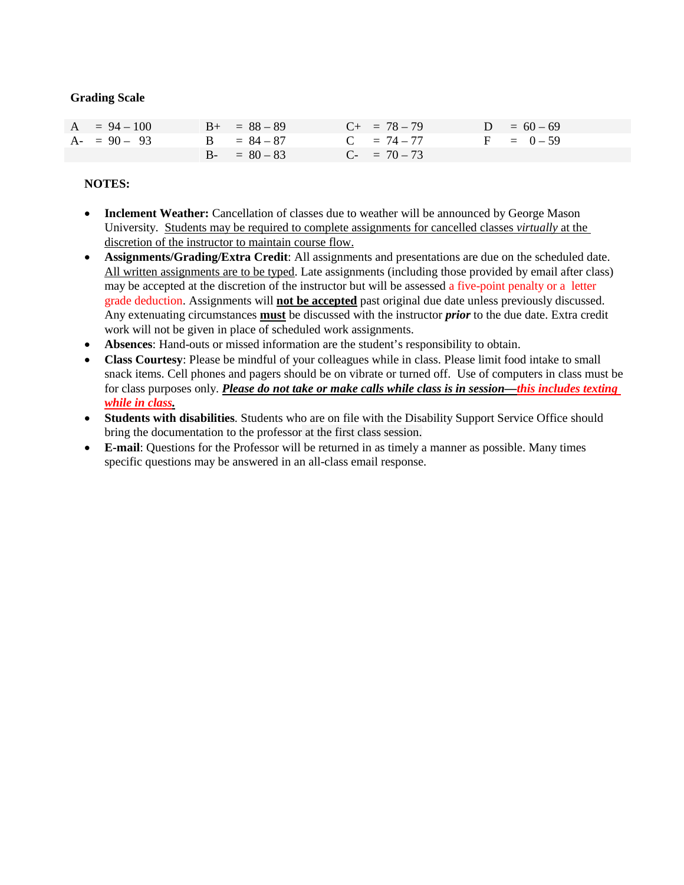**Grading Scale**

| | | | |
|---|---|---|---|
| A = 94 – 100 | B+ = 88 – 89 | C+ = 78 – 79 | D = 60 – 69 |
| A- = 90 – 93 | B = 84 – 87 | C = 74 – 77 | F = 0 – 59 |
| | B- = 80 – 83 | C- = 70 – 73 | |

**NOTES:**

- **Inclement Weather:** Cancellation of classes due to weather will be announced by George Mason University. Students may be required to complete assignments for cancelled classes *virtually* at the discretion of the instructor to maintain course flow.
- **Assignments/Grading/Extra Credit**: All assignments and presentations are due on the scheduled date. All written assignments are to be typed. Late assignments (including those provided by email after class) may be accepted at the discretion of the instructor but will be assessed a five-point penalty or a letter grade deduction. Assignments will **not be accepted** past original due date unless previously discussed. Any extenuating circumstances **must** be discussed with the instructor ***prior*** to the due date. Extra credit work will not be given in place of scheduled work assignments.
- **Absences**: Hand-outs or missed information are the student's responsibility to obtain.
- **Class Courtesy**: Please be mindful of your colleagues while in class. Please limit food intake to small snack items. Cell phones and pagers should be on vibrate or turned off. Use of computers in class must be for class purposes only. ***Please do not take or make calls while class is in session—this includes texting while in class.***
- **Students with disabilities**. Students who are on file with the Disability Support Service Office should bring the documentation to the professor at the first class session.
- **E-mail**: Questions for the Professor will be returned in as timely a manner as possible. Many times specific questions may be answered in an all-class email response.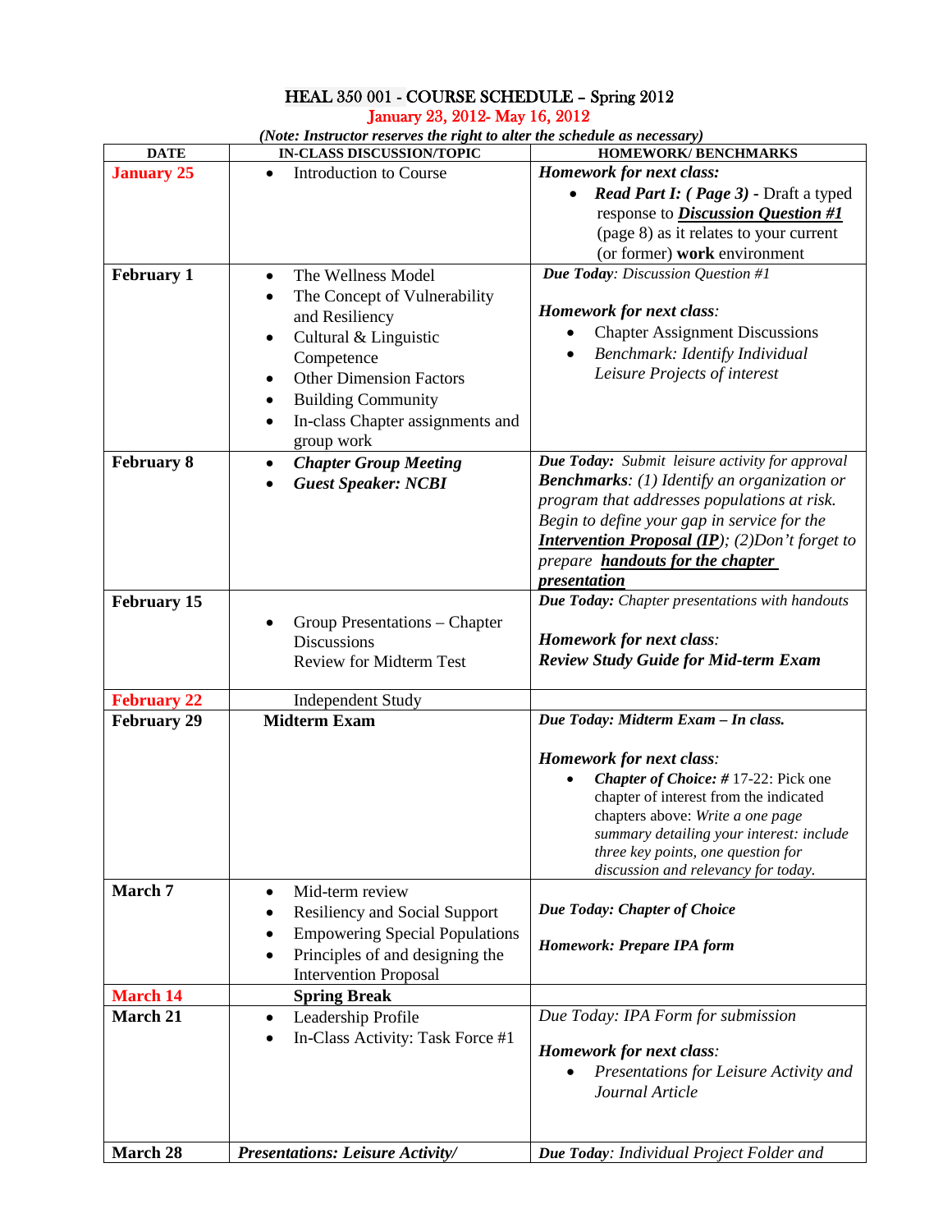# HEAL 350 001 - COURSE SCHEDULE – Spring 2012

January 23, 2012- May 16, 2012

***(Note: Instructor reserves the right to alter the schedule as necessary)***

| DATE | IN-CLASS DISCUSSION/TOPIC | HOMEWORK/ BENCHMARKS |
|---|---|---|
| **January 25** | • Introduction to Course | ***Homework for next class:*** <br> • ***Read Part I: ( Page 3)*** **-** Draft a typed response to ***Discussion Question #1*** (page 8) as it relates to your current (or former) **work** environment |
| **February 1** | • The Wellness Model <br> • The Concept of Vulnerability and Resiliency <br> • Cultural & Linguistic Competence <br> • Other Dimension Factors <br> • Building Community <br> • In-class Chapter assignments and group work | ***Due Today****: Discussion Question #1* <br><br> ***Homework for next class****:* <br> • Chapter Assignment Discussions <br> • *Benchmark: Identify Individual Leisure Projects of interest* |
| **February 8** | • ***Chapter Group Meeting*** <br> • ***Guest Speaker: NCBI*** | ***Due Today:*** *Submit leisure activity for approval* <br> ***Benchmarks****: (1) Identify an organization or program that addresses populations at risk. Begin to define your gap in service for the* ***Intervention Proposal (IP)****; (2)Don't forget to prepare* ***handouts for the chapter presentation*** |
| **February 15** | • Group Presentations – Chapter Discussions <br> Review for Midterm Test | ***Due Today:*** *Chapter presentations with handouts* <br><br> ***Homework for next class****:* <br> ***Review Study Guide for Mid-term Exam*** |
| **February 22** | Independent Study | |
| **February 29** | **Midterm Exam** | ***Due Today: Midterm Exam – In class.*** <br><br> ***Homework for next class****:* <br> • ***Chapter of Choice: #*** 17-22: Pick one chapter of interest from the indicated chapters above: *Write a one page summary detailing your interest: include three key points, one question for discussion and relevancy for today.* |
| **March 7** | • Mid-term review <br> • Resiliency and Social Support <br> • Empowering Special Populations <br> • Principles of and designing the Intervention Proposal | ***Due Today: Chapter of Choice*** <br><br> ***Homework: Prepare IPA form*** |
| **March 14** | **Spring Break** | |
| **March 21** | • Leadership Profile <br> • In-Class Activity: Task Force #1 | *Due Today: IPA Form for submission* <br><br> ***Homework for next class****:* <br> • *Presentations for Leisure Activity and Journal Article* |
| **March 28** | ***Presentations: Leisure Activity/*** | ***Due Today****: Individual Project Folder and* |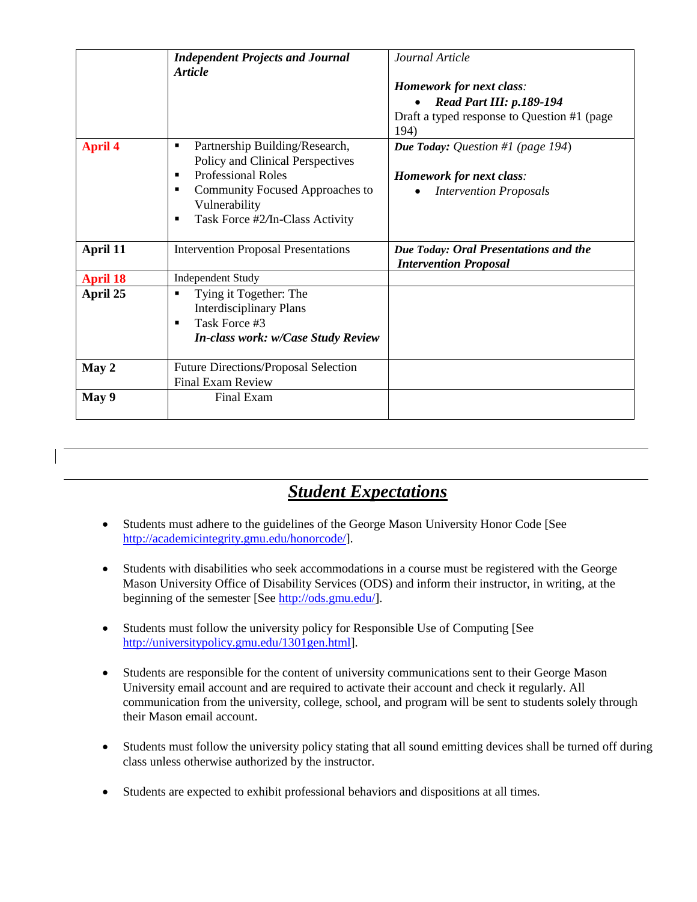| | | |
|---|---|---|
| | ***Independent Projects and Journal Article*** | *Journal Article*<br><br>***Homework for next class****:*<br>• ***Read Part III: p.189-194***<br>Draft a typed response to Question #1 (page 194) |
| **April 4** | ▪ Partnership Building/Research, Policy and Clinical Perspectives<br>▪ Professional Roles<br>▪ Community Focused Approaches to Vulnerability<br>▪ Task Force #2/In-Class Activity | ***Due Today:*** *Question #1 (page 194)*<br><br>***Homework for next class****:*<br>• *Intervention Proposals* |
| **April 11** | Intervention Proposal Presentations | ***Due Today: Oral Presentations and the Intervention Proposal*** |
| **April 18** | Independent Study | |
| **April 25** | ▪ Tying it Together: The Interdisciplinary Plans<br>▪ Task Force #3<br>***In-class work: w/Case Study Review*** | |
| **May 2** | Future Directions/Proposal Selection<br>Final Exam Review | |
| **May 9** | Final Exam | |

## ***Student Expectations***

- Students must adhere to the guidelines of the George Mason University Honor Code [See http://academicintegrity.gmu.edu/honorcode/].

- Students with disabilities who seek accommodations in a course must be registered with the George Mason University Office of Disability Services (ODS) and inform their instructor, in writing, at the beginning of the semester [See http://ods.gmu.edu/].

- Students must follow the university policy for Responsible Use of Computing [See http://universitypolicy.gmu.edu/1301gen.html].

- Students are responsible for the content of university communications sent to their George Mason University email account and are required to activate their account and check it regularly. All communication from the university, college, school, and program will be sent to students solely through their Mason email account.

- Students must follow the university policy stating that all sound emitting devices shall be turned off during class unless otherwise authorized by the instructor.

- Students are expected to exhibit professional behaviors and dispositions at all times.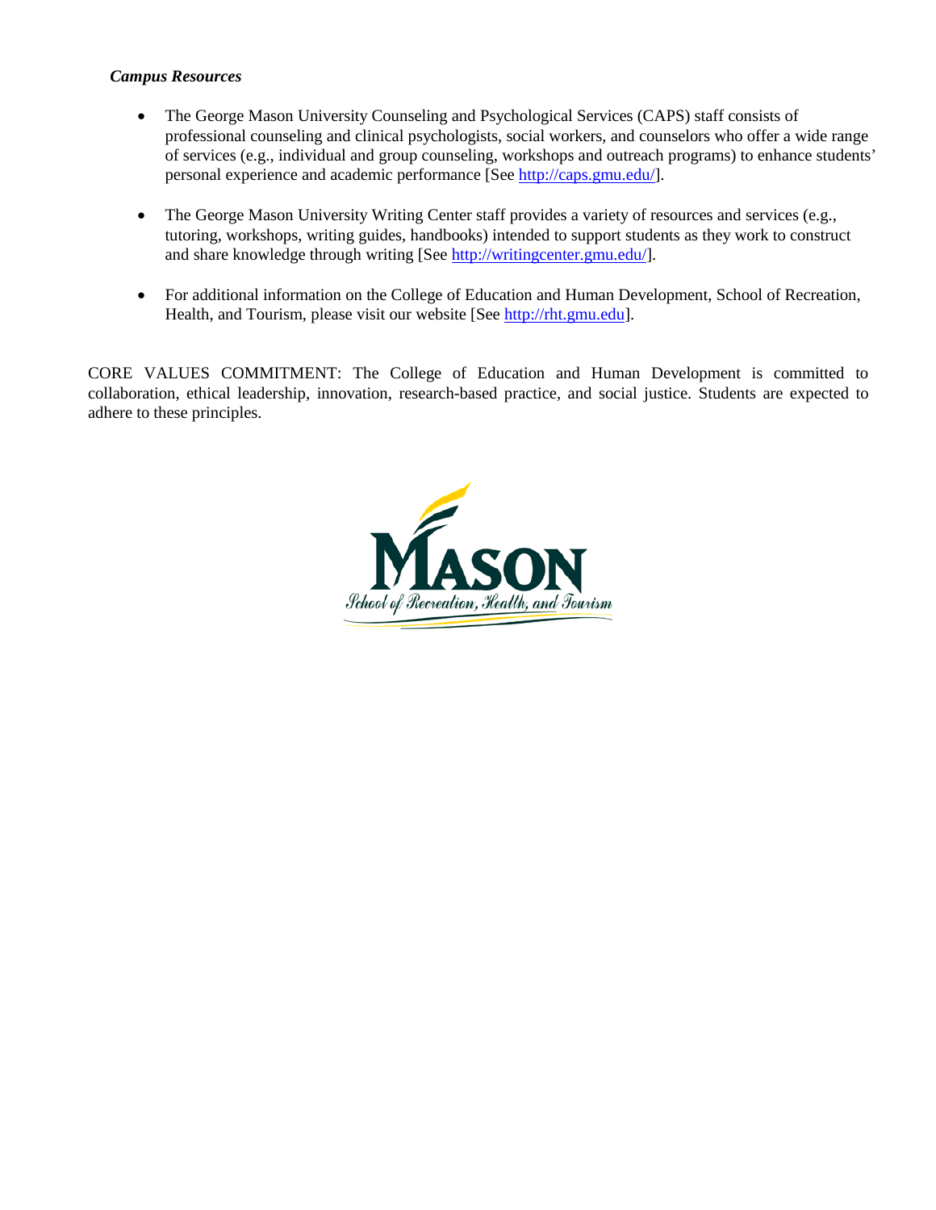***Campus Resources***

- The George Mason University Counseling and Psychological Services (CAPS) staff consists of professional counseling and clinical psychologists, social workers, and counselors who offer a wide range of services (e.g., individual and group counseling, workshops and outreach programs) to enhance students' personal experience and academic performance [See http://caps.gmu.edu/].

- The George Mason University Writing Center staff provides a variety of resources and services (e.g., tutoring, workshops, writing guides, handbooks) intended to support students as they work to construct and share knowledge through writing [See http://writingcenter.gmu.edu/].

- For additional information on the College of Education and Human Development, School of Recreation, Health, and Tourism, please visit our website [See http://rht.gmu.edu].

CORE VALUES COMMITMENT: The College of Education and Human Development is committed to collaboration, ethical leadership, innovation, research-based practice, and social justice. Students are expected to adhere to these principles.

MASON

School of Recreation, Health, and Tourism